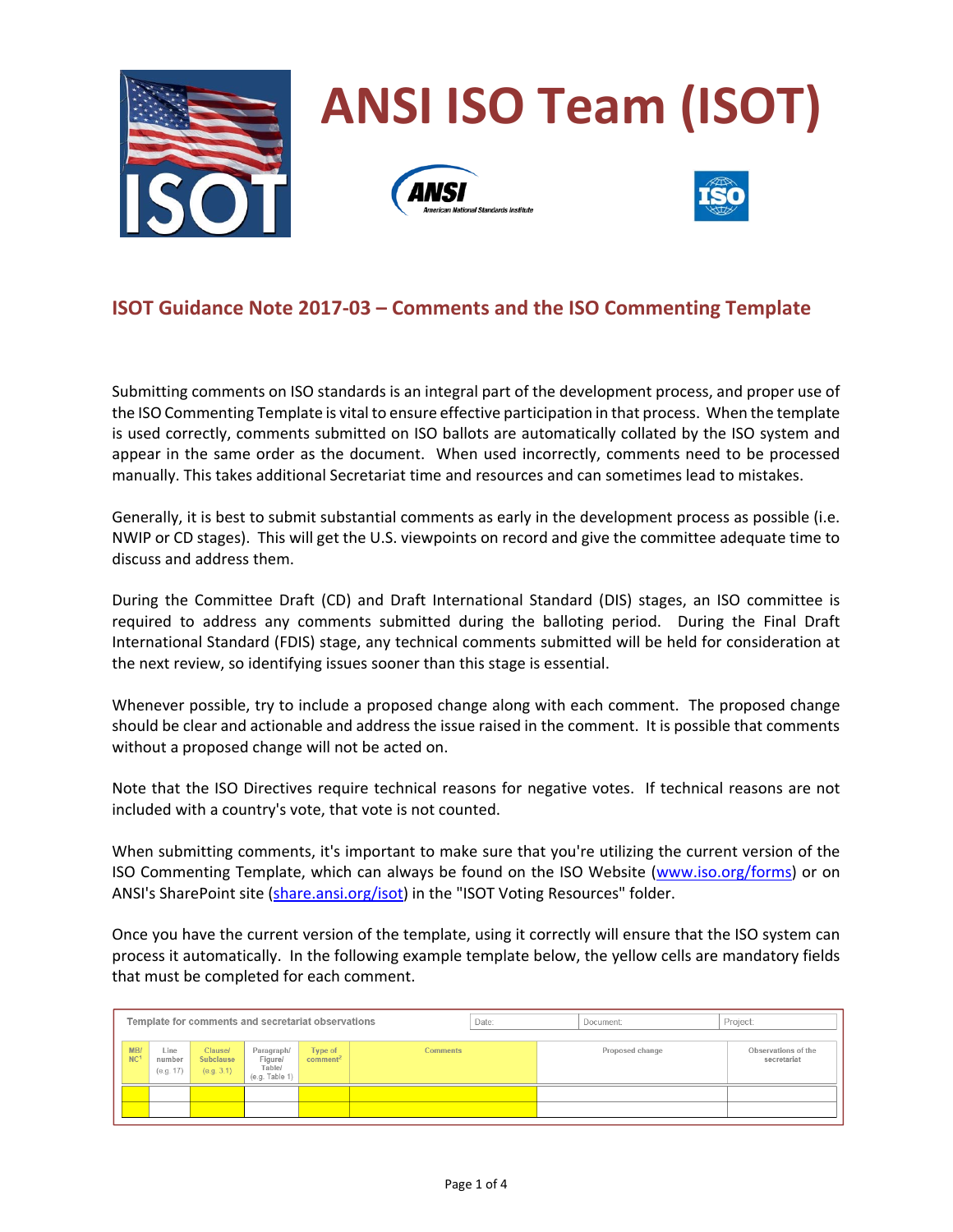# ANSI ISO Team (ISOT)

## ISOT Guidance Note 2017-03 – Comments and the ISO Commenting Template

Submitting comments on ISO standards is an integral part of the development process, and proper use of the ISO Commenting Template is vital to ensure effective participation in that process. When the template is used correctly, comments submitted on ISO ballots are automatically collated by the ISO system and appear in the same order as the document. When used incorrectly, comments need to be processed manually. This takes additional Secretariat time and resources and can sometimes lead to mistakes.

Generally, it is best to submit substantial comments as early in the development process as possible (i.e. NWIP or CD stages). This will get the U.S. viewpoints on record and give the committee adequate time to discuss and address them.

During the Committee Draft (CD) and Draft International Standard (DIS) stages, an ISO committee is required to address any comments submitted during the balloting period. During the Final Draft International Standard (FDIS) stage, any technical comments submitted will be held for consideration at the next review, so identifying issues sooner than this stage is essential.

Whenever possible, try to include a proposed change along with each comment. The proposed change should be clear and actionable and address the issue raised in the comment. It is possible that comments without a proposed change will not be acted on.

Note that the ISO Directives require technical reasons for negative votes. If technical reasons are not included with a country's vote, that vote is not counted.

When submitting comments, it's important to make sure that you're utilizing the current version of the ISO Commenting Template, which can always be found on the ISO Website (www.iso.org/forms) or on ANSI's SharePoint site (share.ansi.org/isot) in the "ISOT Voting Resources" folder.

Once you have the current version of the template, using it correctly will ensure that the ISO system can process it automatically. In the following example template below, the yellow cells are mandatory fields that must be completed for each comment.

| Template for comments and secretariat observations | | | | | Date: | Document: | Project: |
|---|---|---|---|---|---|---|---|
| MB/NC[1] | Line number (e.g. 17) | Clause/ Subclause (e.g. 3.1) | Paragraph/ Figure/ Table/ (e.g. Table 1) | Type of comment[2] | Comments | Proposed change | Observations of the secretariat |
| | | | | | | | |
| | | | | | | | |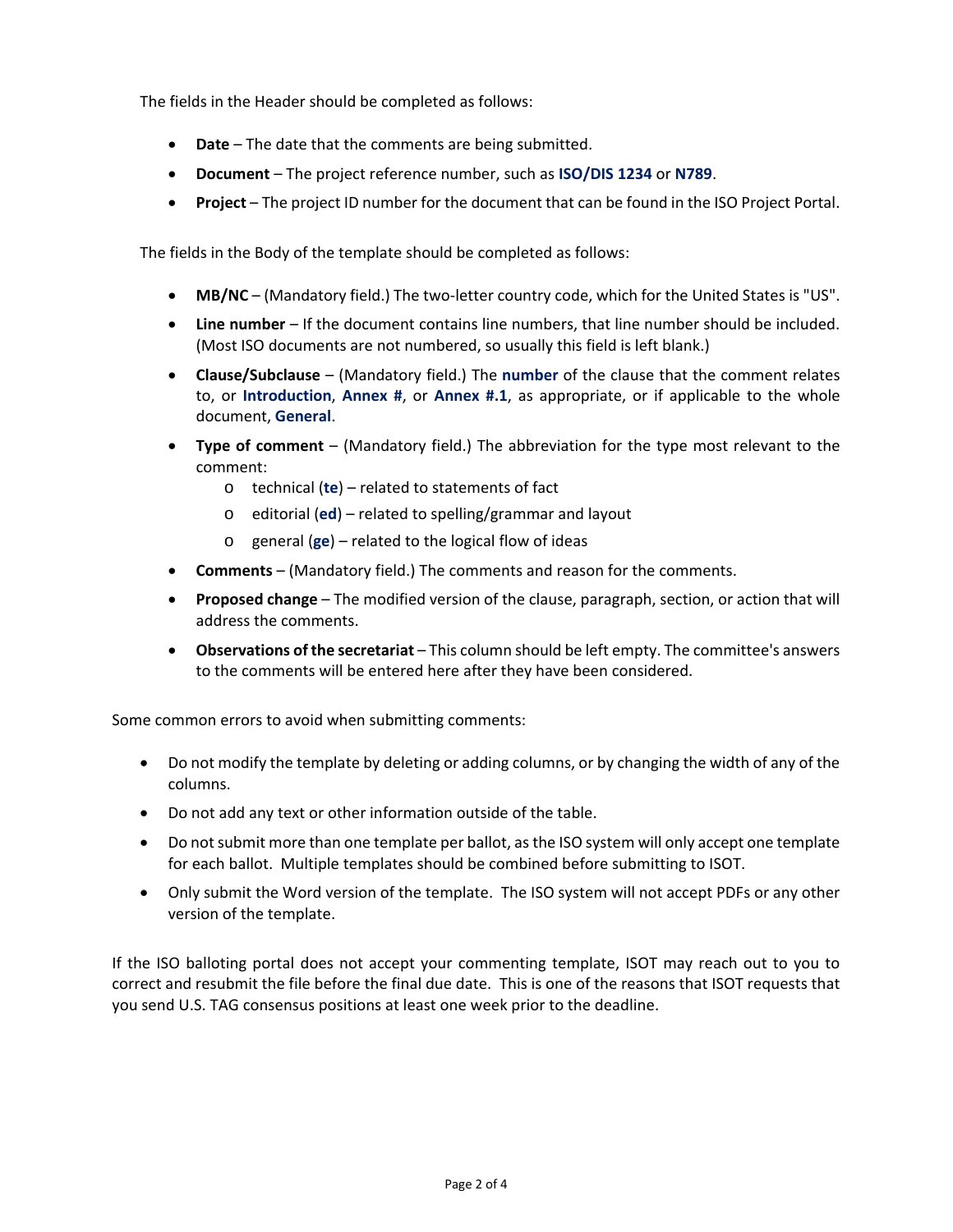The fields in the Header should be completed as follows:

- **Date** – The date that the comments are being submitted.
- **Document** – The project reference number, such as **ISO/DIS 1234** or **N789**.
- **Project** – The project ID number for the document that can be found in the ISO Project Portal.

The fields in the Body of the template should be completed as follows:

- **MB/NC** – (Mandatory field.) The two-letter country code, which for the United States is "US".
- **Line number** – If the document contains line numbers, that line number should be included. (Most ISO documents are not numbered, so usually this field is left blank.)
- **Clause/Subclause** – (Mandatory field.) The **number** of the clause that the comment relates to, or **Introduction**, **Annex #**, or **Annex #.1**, as appropriate, or if applicable to the whole document, **General**.
- **Type of comment** – (Mandatory field.) The abbreviation for the type most relevant to the comment:
  - technical (**te**) – related to statements of fact
  - editorial (**ed**) – related to spelling/grammar and layout
  - general (**ge**) – related to the logical flow of ideas
- **Comments** – (Mandatory field.) The comments and reason for the comments.
- **Proposed change** – The modified version of the clause, paragraph, section, or action that will address the comments.
- **Observations of the secretariat** – This column should be left empty. The committee's answers to the comments will be entered here after they have been considered.

Some common errors to avoid when submitting comments:

- Do not modify the template by deleting or adding columns, or by changing the width of any of the columns.
- Do not add any text or other information outside of the table.
- Do not submit more than one template per ballot, as the ISO system will only accept one template for each ballot. Multiple templates should be combined before submitting to ISOT.
- Only submit the Word version of the template. The ISO system will not accept PDFs or any other version of the template.

If the ISO balloting portal does not accept your commenting template, ISOT may reach out to you to correct and resubmit the file before the final due date. This is one of the reasons that ISOT requests that you send U.S. TAG consensus positions at least one week prior to the deadline.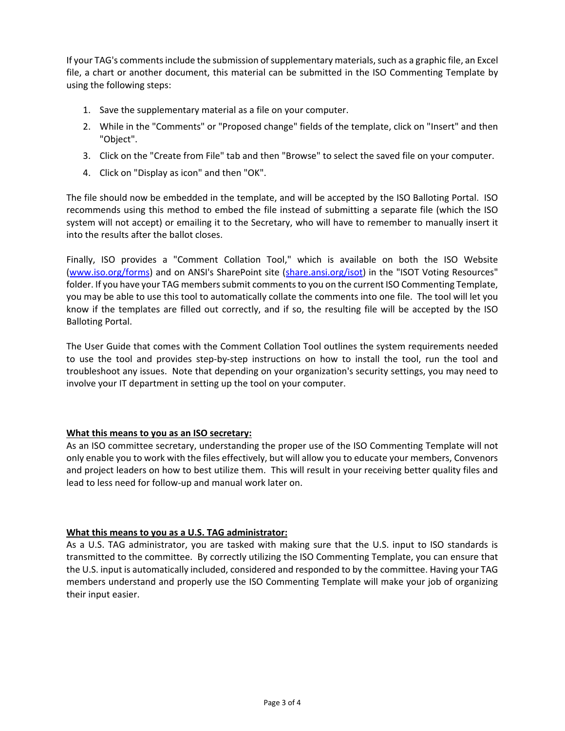If your TAG's comments include the submission of supplementary materials, such as a graphic file, an Excel file, a chart or another document, this material can be submitted in the ISO Commenting Template by using the following steps:

1. Save the supplementary material as a file on your computer.
2. While in the "Comments" or "Proposed change" fields of the template, click on "Insert" and then "Object".
3. Click on the "Create from File" tab and then "Browse" to select the saved file on your computer.
4. Click on "Display as icon" and then "OK".

The file should now be embedded in the template, and will be accepted by the ISO Balloting Portal. ISO recommends using this method to embed the file instead of submitting a separate file (which the ISO system will not accept) or emailing it to the Secretary, who will have to remember to manually insert it into the results after the ballot closes.

Finally, ISO provides a "Comment Collation Tool," which is available on both the ISO Website ([www.iso.org/forms](http://www.iso.org/forms)) and on ANSI's SharePoint site ([share.ansi.org/isot](http://share.ansi.org/isot)) in the "ISOT Voting Resources" folder. If you have your TAG members submit comments to you on the current ISO Commenting Template, you may be able to use this tool to automatically collate the comments into one file. The tool will let you know if the templates are filled out correctly, and if so, the resulting file will be accepted by the ISO Balloting Portal.

The User Guide that comes with the Comment Collation Tool outlines the system requirements needed to use the tool and provides step-by-step instructions on how to install the tool, run the tool and troubleshoot any issues. Note that depending on your organization's security settings, you may need to involve your IT department in setting up the tool on your computer.

**What this means to you as an ISO secretary:**

As an ISO committee secretary, understanding the proper use of the ISO Commenting Template will not only enable you to work with the files effectively, but will allow you to educate your members, Convenors and project leaders on how to best utilize them. This will result in your receiving better quality files and lead to less need for follow-up and manual work later on.

**What this means to you as a U.S. TAG administrator:**

As a U.S. TAG administrator, you are tasked with making sure that the U.S. input to ISO standards is transmitted to the committee. By correctly utilizing the ISO Commenting Template, you can ensure that the U.S. input is automatically included, considered and responded to by the committee. Having your TAG members understand and properly use the ISO Commenting Template will make your job of organizing their input easier.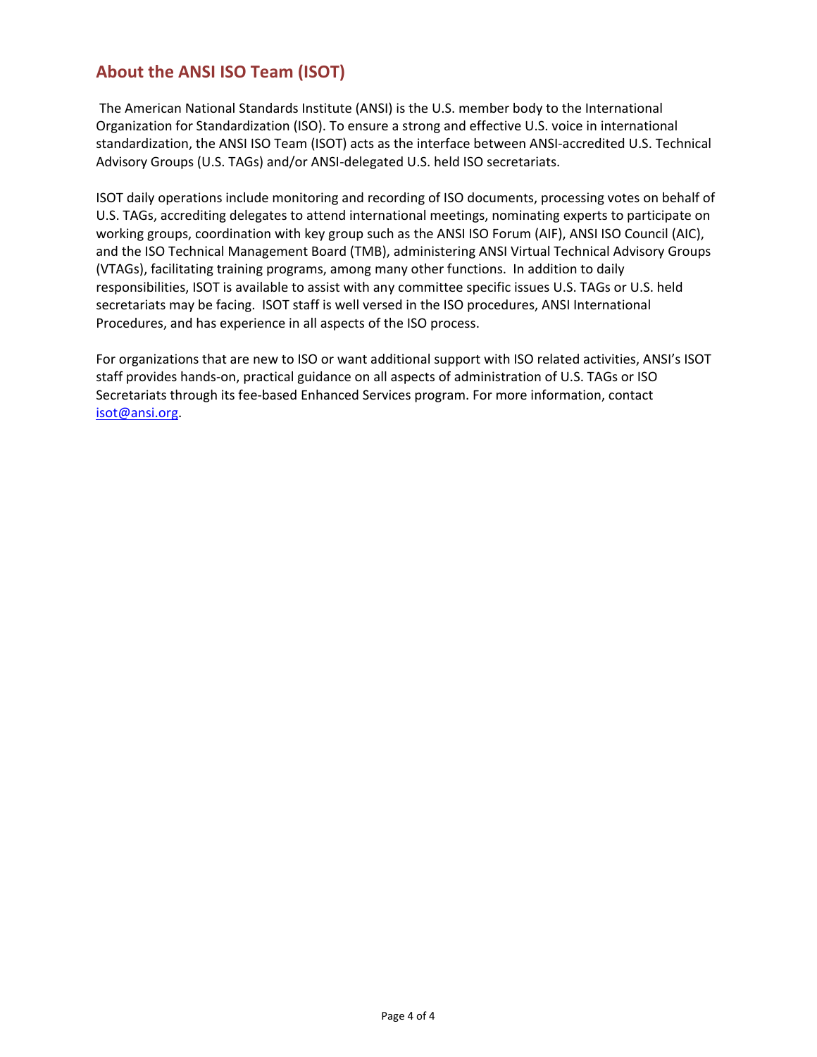## About the ANSI ISO Team (ISOT)

The American National Standards Institute (ANSI) is the U.S. member body to the International Organization for Standardization (ISO). To ensure a strong and effective U.S. voice in international standardization, the ANSI ISO Team (ISOT) acts as the interface between ANSI-accredited U.S. Technical Advisory Groups (U.S. TAGs) and/or ANSI-delegated U.S. held ISO secretariats.

ISOT daily operations include monitoring and recording of ISO documents, processing votes on behalf of U.S. TAGs, accrediting delegates to attend international meetings, nominating experts to participate on working groups, coordination with key group such as the ANSI ISO Forum (AIF), ANSI ISO Council (AIC), and the ISO Technical Management Board (TMB), administering ANSI Virtual Technical Advisory Groups (VTAGs), facilitating training programs, among many other functions. In addition to daily responsibilities, ISOT is available to assist with any committee specific issues U.S. TAGs or U.S. held secretariats may be facing. ISOT staff is well versed in the ISO procedures, ANSI International Procedures, and has experience in all aspects of the ISO process.

For organizations that are new to ISO or want additional support with ISO related activities, ANSI's ISOT staff provides hands-on, practical guidance on all aspects of administration of U.S. TAGs or ISO Secretariats through its fee-based Enhanced Services program. For more information, contact isot@ansi.org.